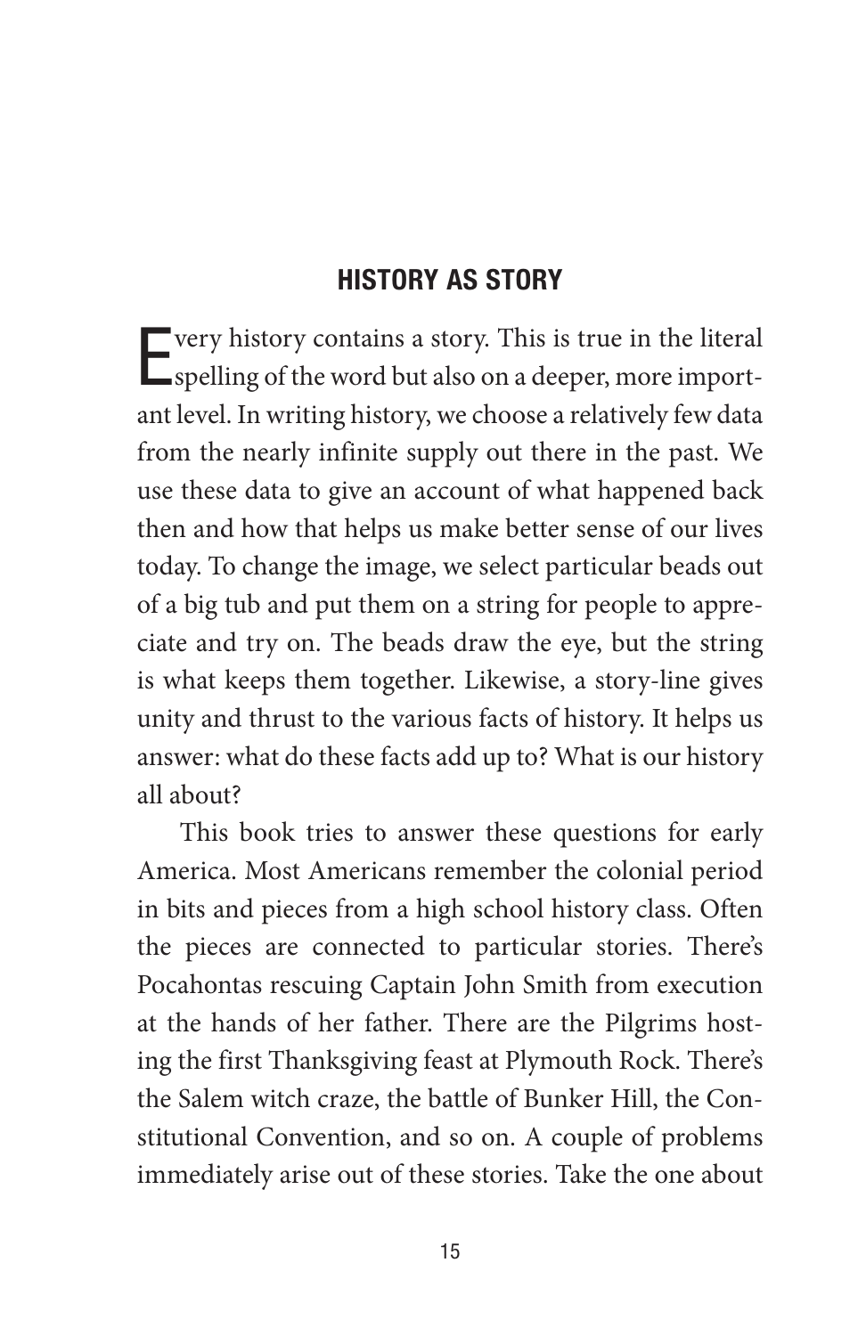## HISTORY AS STORY

Every history contains a story. This is true in the literal spelling of the word but also on a deeper, more important level. In writing history, we choose a relatively few data from the nearly infinite supply out there in the past. We use these data to give an account of what happened back then and how that helps us make better sense of our lives today. To change the image, we select particular beads out of a big tub and put them on a string for people to appreciate and try on. The beads draw the eye, but the string is what keeps them together. Likewise, a story-line gives unity and thrust to the various facts of history. It helps us answer: what do these facts add up to? What is our history all about?

This book tries to answer these questions for early America. Most Americans remember the colonial period in bits and pieces from a high school history class. Often the pieces are connected to particular stories. There's Pocahontas rescuing Captain John Smith from execution at the hands of her father. There are the Pilgrims hosting the first Thanksgiving feast at Plymouth Rock. There's the Salem witch craze, the battle of Bunker Hill, the Constitutional Convention, and so on. A couple of problems immediately arise out of these stories. Take the one about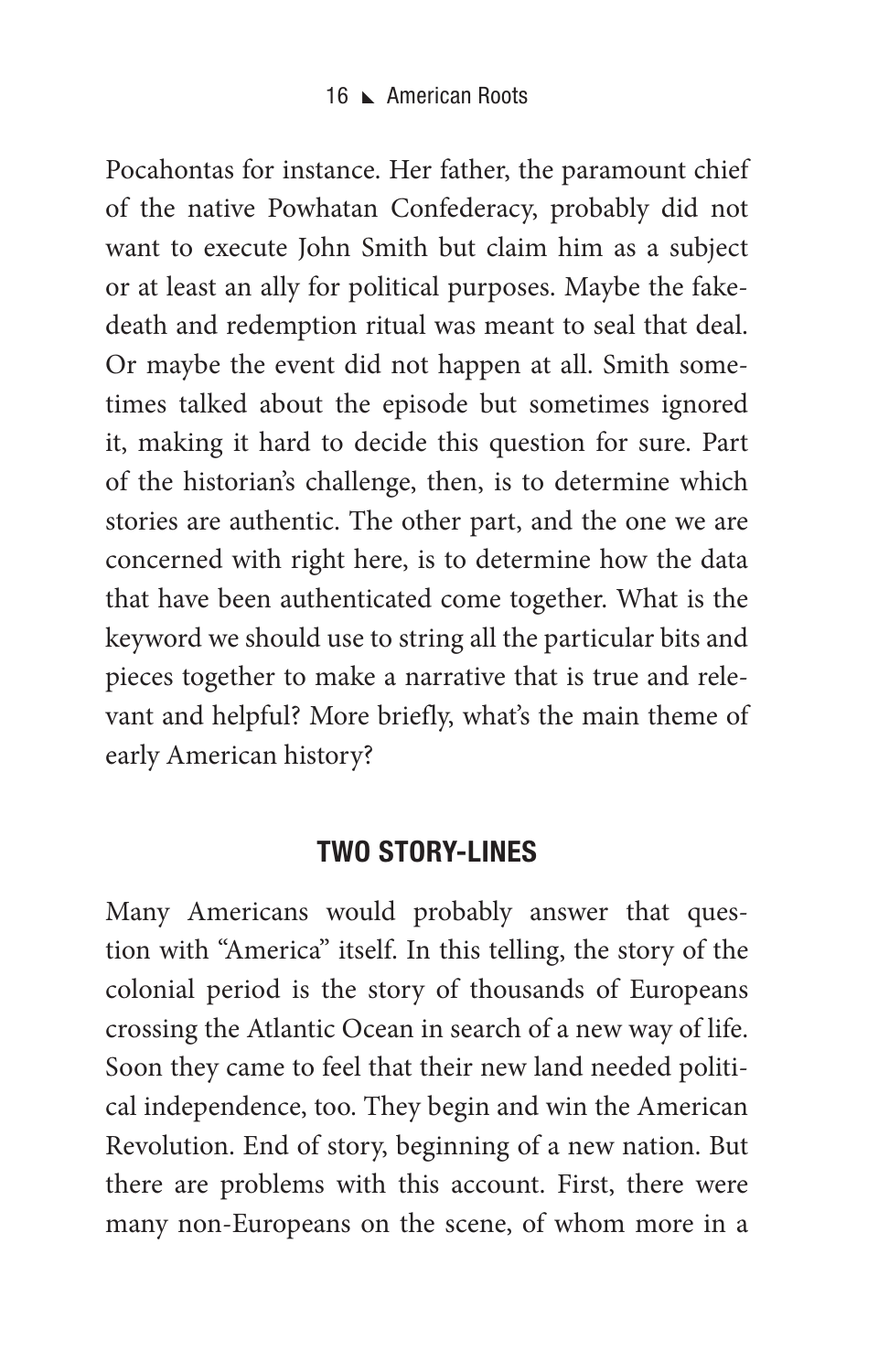Pocahontas for instance. Her father, the paramount chief of the native Powhatan Confederacy, probably did not want to execute John Smith but claim him as a subject or at least an ally for political purposes. Maybe the fake-death and redemption ritual was meant to seal that deal. Or maybe the event did not happen at all. Smith sometimes talked about the episode but sometimes ignored it, making it hard to decide this question for sure. Part of the historian's challenge, then, is to determine which stories are authentic. The other part, and the one we are concerned with right here, is to determine how the data that have been authenticated come together. What is the keyword we should use to string all the particular bits and pieces together to make a narrative that is true and relevant and helpful? More briefly, what's the main theme of early American history?

## TWO STORY-LINES

Many Americans would probably answer that question with "America" itself. In this telling, the story of the colonial period is the story of thousands of Europeans crossing the Atlantic Ocean in search of a new way of life. Soon they came to feel that their new land needed political independence, too. They begin and win the American Revolution. End of story, beginning of a new nation. But there are problems with this account. First, there were many non-Europeans on the scene, of whom more in a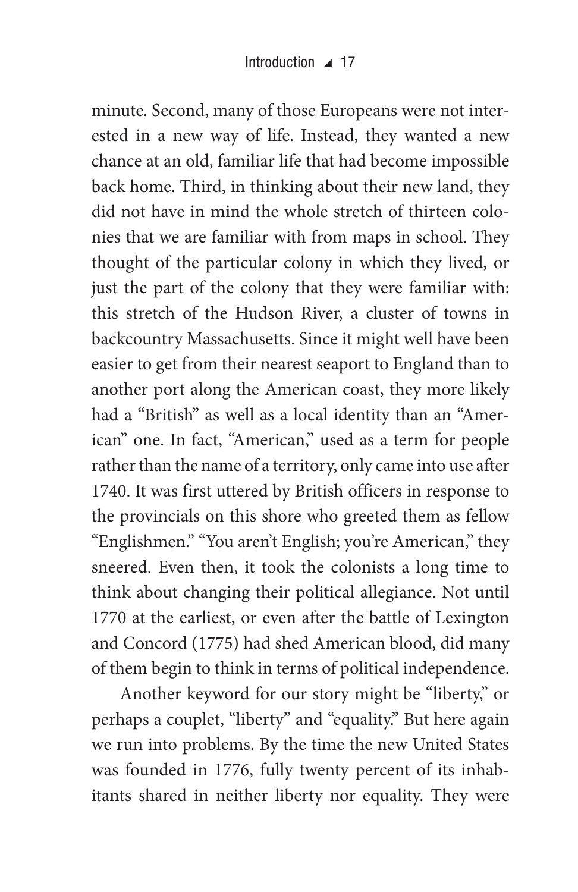minute. Second, many of those Europeans were not interested in a new way of life. Instead, they wanted a new chance at an old, familiar life that had become impossible back home. Third, in thinking about their new land, they did not have in mind the whole stretch of thirteen colonies that we are familiar with from maps in school. They thought of the particular colony in which they lived, or just the part of the colony that they were familiar with: this stretch of the Hudson River, a cluster of towns in backcountry Massachusetts. Since it might well have been easier to get from their nearest seaport to England than to another port along the American coast, they more likely had a "British" as well as a local identity than an "American" one. In fact, "American," used as a term for people rather than the name of a territory, only came into use after 1740. It was first uttered by British officers in response to the provincials on this shore who greeted them as fellow "Englishmen." "You aren't English; you're American," they sneered. Even then, it took the colonists a long time to think about changing their political allegiance. Not until 1770 at the earliest, or even after the battle of Lexington and Concord (1775) had shed American blood, did many of them begin to think in terms of political independence.

Another keyword for our story might be "liberty," or perhaps a couplet, "liberty" and "equality." But here again we run into problems. By the time the new United States was founded in 1776, fully twenty percent of its inhabitants shared in neither liberty nor equality. They were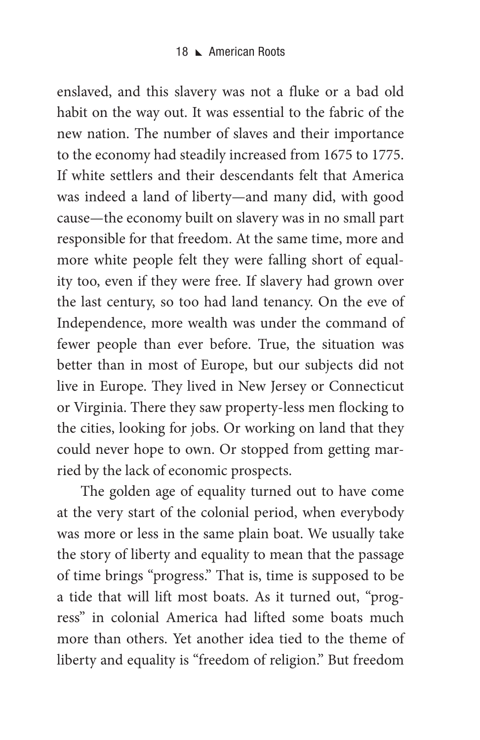enslaved, and this slavery was not a fluke or a bad old habit on the way out. It was essential to the fabric of the new nation. The number of slaves and their importance to the economy had steadily increased from 1675 to 1775. If white settlers and their descendants felt that America was indeed a land of liberty—and many did, with good cause—the economy built on slavery was in no small part responsible for that freedom. At the same time, more and more white people felt they were falling short of equality too, even if they were free. If slavery had grown over the last century, so too had land tenancy. On the eve of Independence, more wealth was under the command of fewer people than ever before. True, the situation was better than in most of Europe, but our subjects did not live in Europe. They lived in New Jersey or Connecticut or Virginia. There they saw property-less men flocking to the cities, looking for jobs. Or working on land that they could never hope to own. Or stopped from getting married by the lack of economic prospects.

The golden age of equality turned out to have come at the very start of the colonial period, when everybody was more or less in the same plain boat. We usually take the story of liberty and equality to mean that the passage of time brings "progress." That is, time is supposed to be a tide that will lift most boats. As it turned out, "progress" in colonial America had lifted some boats much more than others. Yet another idea tied to the theme of liberty and equality is "freedom of religion." But freedom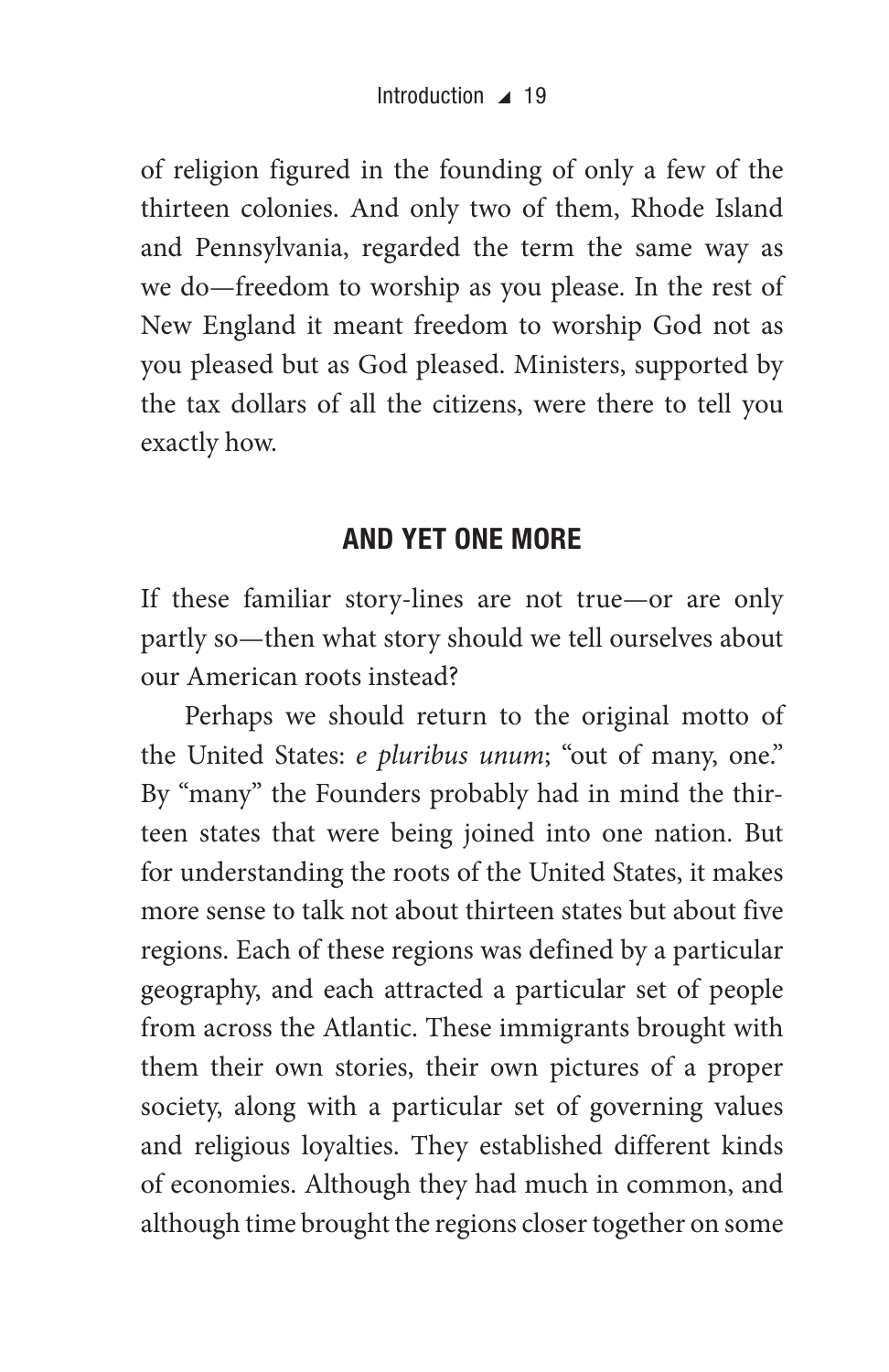of religion figured in the founding of only a few of the thirteen colonies. And only two of them, Rhode Island and Pennsylvania, regarded the term the same way as we do—freedom to worship as you please. In the rest of New England it meant freedom to worship God not as you pleased but as God pleased. Ministers, supported by the tax dollars of all the citizens, were there to tell you exactly how.

## AND YET ONE MORE

If these familiar story-lines are not true—or are only partly so—then what story should we tell ourselves about our American roots instead?

Perhaps we should return to the original motto of the United States: *e pluribus unum*; "out of many, one." By "many" the Founders probably had in mind the thirteen states that were being joined into one nation. But for understanding the roots of the United States, it makes more sense to talk not about thirteen states but about five regions. Each of these regions was defined by a particular geography, and each attracted a particular set of people from across the Atlantic. These immigrants brought with them their own stories, their own pictures of a proper society, along with a particular set of governing values and religious loyalties. They established different kinds of economies. Although they had much in common, and although time brought the regions closer together on some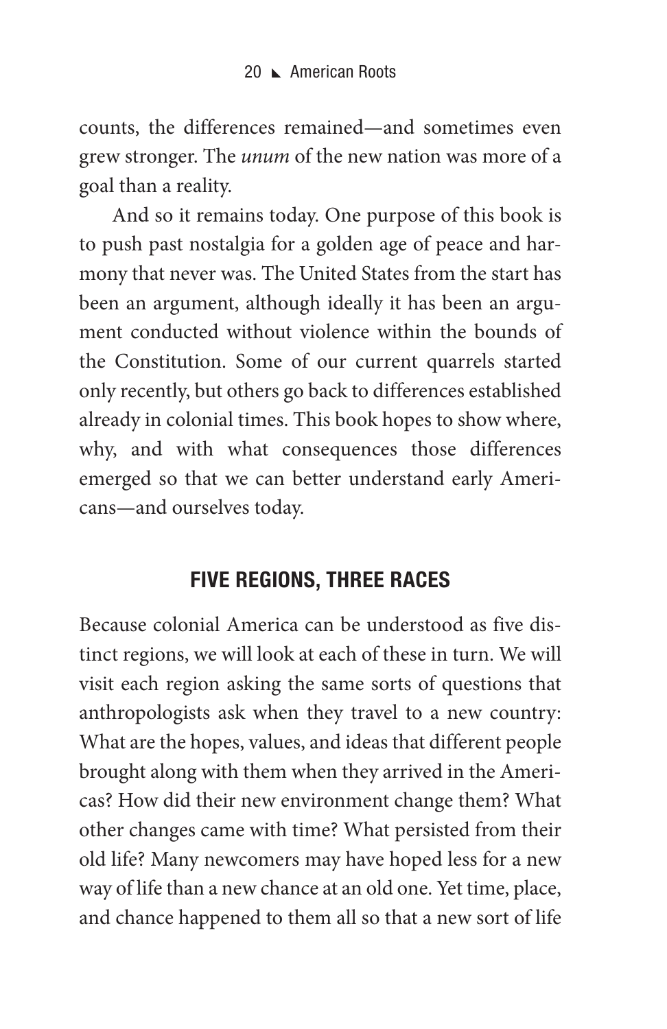counts, the differences remained—and sometimes even grew stronger. The *unum* of the new nation was more of a goal than a reality.

And so it remains today. One purpose of this book is to push past nostalgia for a golden age of peace and harmony that never was. The United States from the start has been an argument, although ideally it has been an argument conducted without violence within the bounds of the Constitution. Some of our current quarrels started only recently, but others go back to differences established already in colonial times. This book hopes to show where, why, and with what consequences those differences emerged so that we can better understand early Americans—and ourselves today.

## FIVE REGIONS, THREE RACES

Because colonial America can be understood as five distinct regions, we will look at each of these in turn. We will visit each region asking the same sorts of questions that anthropologists ask when they travel to a new country: What are the hopes, values, and ideas that different people brought along with them when they arrived in the Americas? How did their new environment change them? What other changes came with time? What persisted from their old life? Many newcomers may have hoped less for a new way of life than a new chance at an old one. Yet time, place, and chance happened to them all so that a new sort of life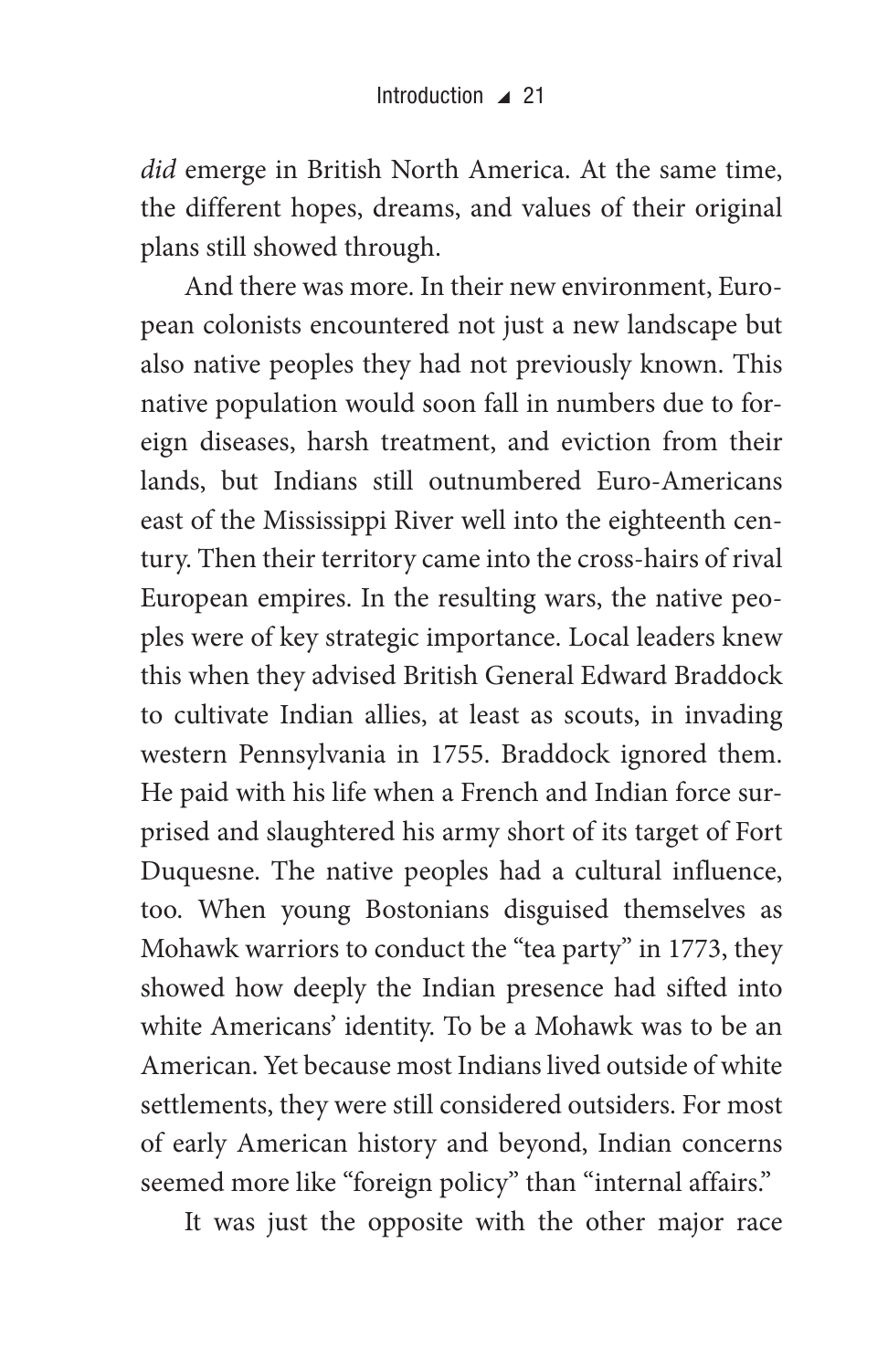*did* emerge in British North America. At the same time, the different hopes, dreams, and values of their original plans still showed through.

And there was more. In their new environment, European colonists encountered not just a new landscape but also native peoples they had not previously known. This native population would soon fall in numbers due to foreign diseases, harsh treatment, and eviction from their lands, but Indians still outnumbered Euro-Americans east of the Mississippi River well into the eighteenth century. Then their territory came into the cross-hairs of rival European empires. In the resulting wars, the native peoples were of key strategic importance. Local leaders knew this when they advised British General Edward Braddock to cultivate Indian allies, at least as scouts, in invading western Pennsylvania in 1755. Braddock ignored them. He paid with his life when a French and Indian force surprised and slaughtered his army short of its target of Fort Duquesne. The native peoples had a cultural influence, too. When young Bostonians disguised themselves as Mohawk warriors to conduct the "tea party" in 1773, they showed how deeply the Indian presence had sifted into white Americans' identity. To be a Mohawk was to be an American. Yet because most Indians lived outside of white settlements, they were still considered outsiders. For most of early American history and beyond, Indian concerns seemed more like "foreign policy" than "internal affairs."

It was just the opposite with the other major race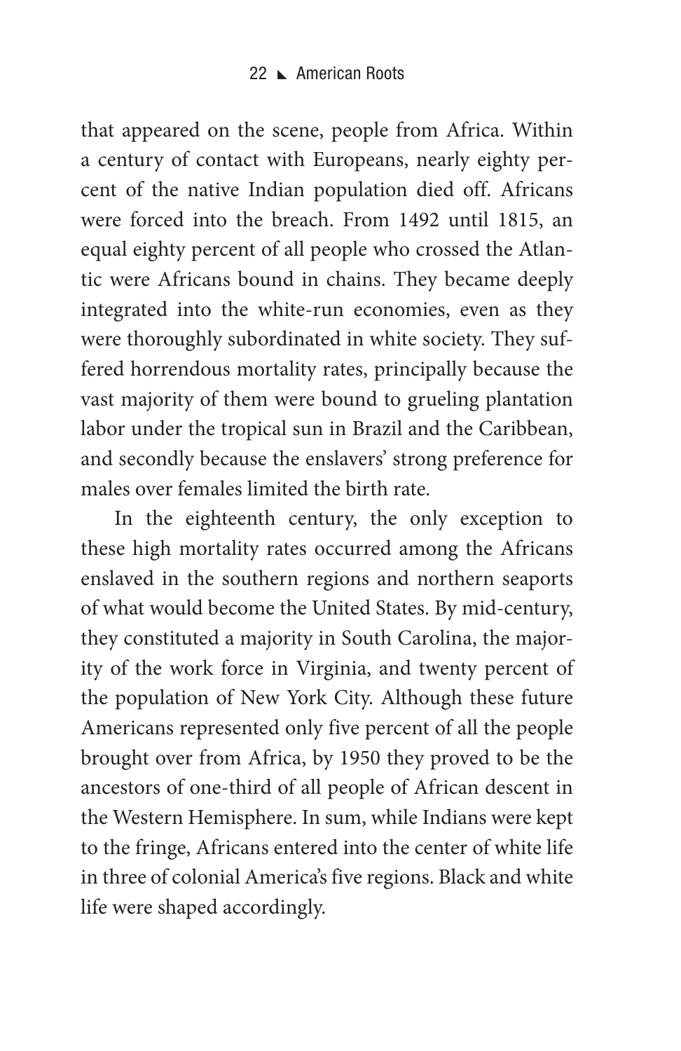that appeared on the scene, people from Africa. Within a century of contact with Europeans, nearly eighty percent of the native Indian population died off. Africans were forced into the breach. From 1492 until 1815, an equal eighty percent of all people who crossed the Atlantic were Africans bound in chains. They became deeply integrated into the white-run economies, even as they were thoroughly subordinated in white society. They suffered horrendous mortality rates, principally because the vast majority of them were bound to grueling plantation labor under the tropical sun in Brazil and the Caribbean, and secondly because the enslavers' strong preference for males over females limited the birth rate.

In the eighteenth century, the only exception to these high mortality rates occurred among the Africans enslaved in the southern regions and northern seaports of what would become the United States. By mid-century, they constituted a majority in South Carolina, the majority of the work force in Virginia, and twenty percent of the population of New York City. Although these future Americans represented only five percent of all the people brought over from Africa, by 1950 they proved to be the ancestors of one-third of all people of African descent in the Western Hemisphere. In sum, while Indians were kept to the fringe, Africans entered into the center of white life in three of colonial America's five regions. Black and white life were shaped accordingly.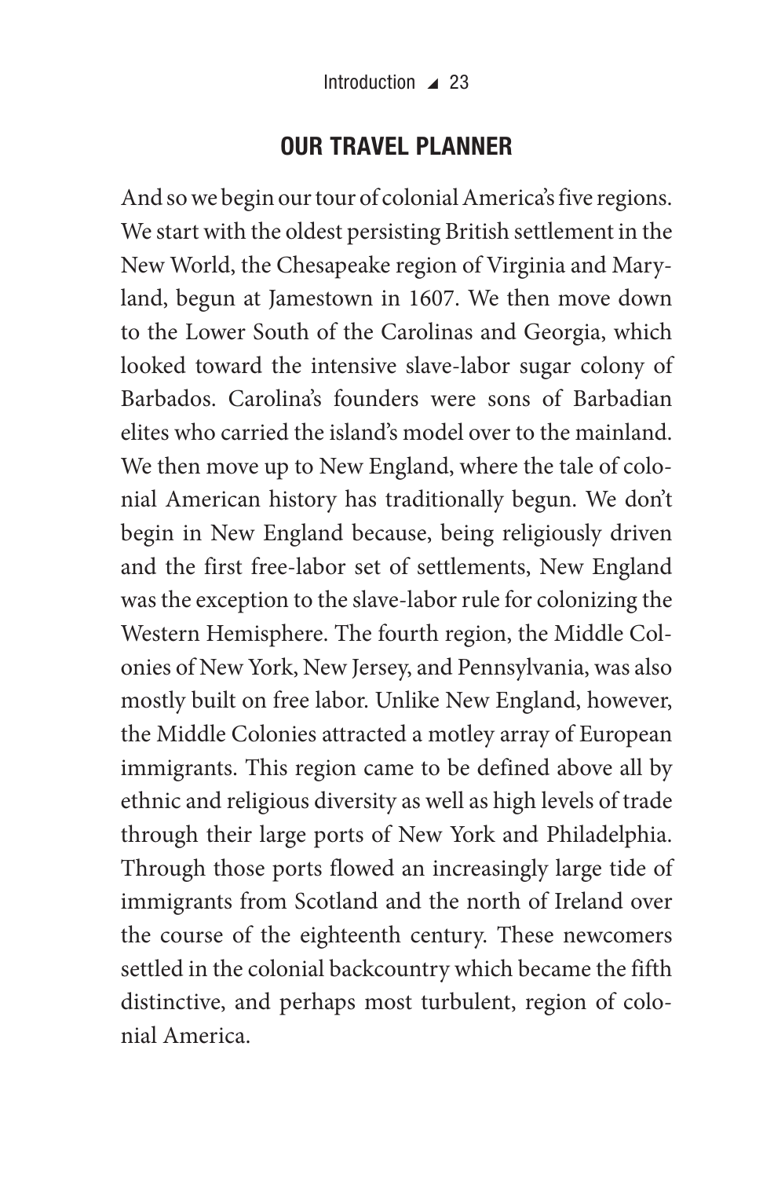## OUR TRAVEL PLANNER

And so we begin our tour of colonial America's five regions. We start with the oldest persisting British settlement in the New World, the Chesapeake region of Virginia and Maryland, begun at Jamestown in 1607. We then move down to the Lower South of the Carolinas and Georgia, which looked toward the intensive slave-labor sugar colony of Barbados. Carolina's founders were sons of Barbadian elites who carried the island's model over to the mainland. We then move up to New England, where the tale of colonial American history has traditionally begun. We don't begin in New England because, being religiously driven and the first free-labor set of settlements, New England was the exception to the slave-labor rule for colonizing the Western Hemisphere. The fourth region, the Middle Colonies of New York, New Jersey, and Pennsylvania, was also mostly built on free labor. Unlike New England, however, the Middle Colonies attracted a motley array of European immigrants. This region came to be defined above all by ethnic and religious diversity as well as high levels of trade through their large ports of New York and Philadelphia. Through those ports flowed an increasingly large tide of immigrants from Scotland and the north of Ireland over the course of the eighteenth century. These newcomers settled in the colonial backcountry which became the fifth distinctive, and perhaps most turbulent, region of colonial America.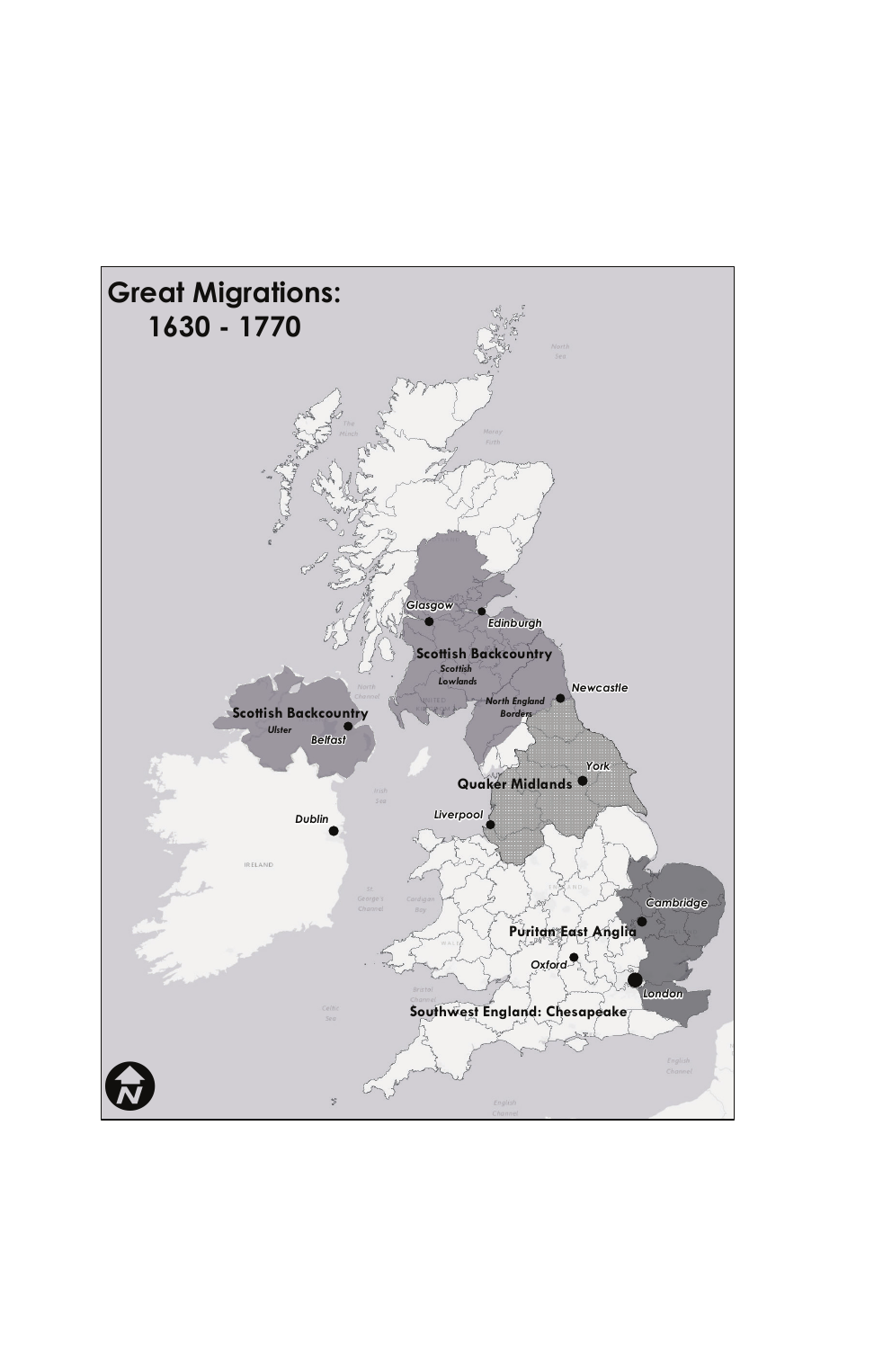# Great Migrations: 1630 - 1770

Scottish Backcountry
Scottish Lowlands
North England Borders

Scottish Backcountry
Ulster

Quaker Midlands

Puritan East Anglia

Southwest England: Chesapeake

Glasgow
Edinburgh
Newcastle
Belfast
York
Dublin
Liverpool
Cambridge
Oxford
London

North Sea
Moray Firth
The Minch
North Channel
Irish Sea
St. George's Channel
Cardigan Bay
Bristol Channel
Celtic Sea
English Channel
IRELAND
UNITED KINGDOM
ENGLAND
WALES

N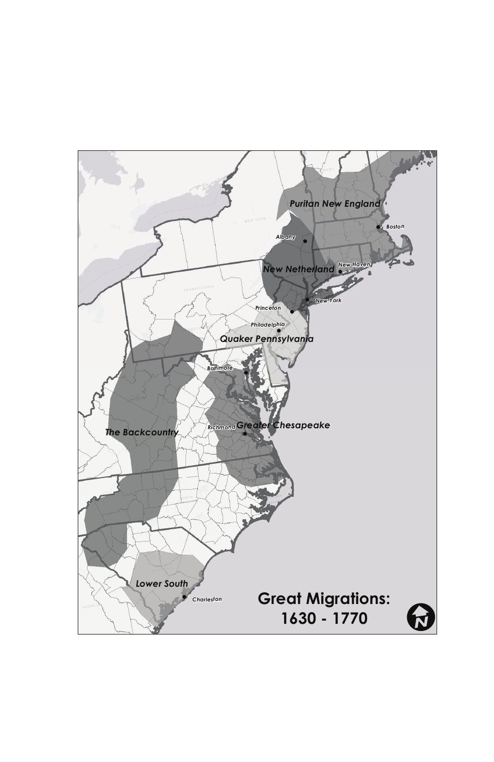# Great Migrations: 1630 - 1770

Puritan New England

New Netherland

Quaker Pennsylvania

Greater Chesapeake

The Backcountry

Lower South

Boston

Albany

New Haven

New York

Princeton

Philadelphia

Baltimore

Richmond

Charleston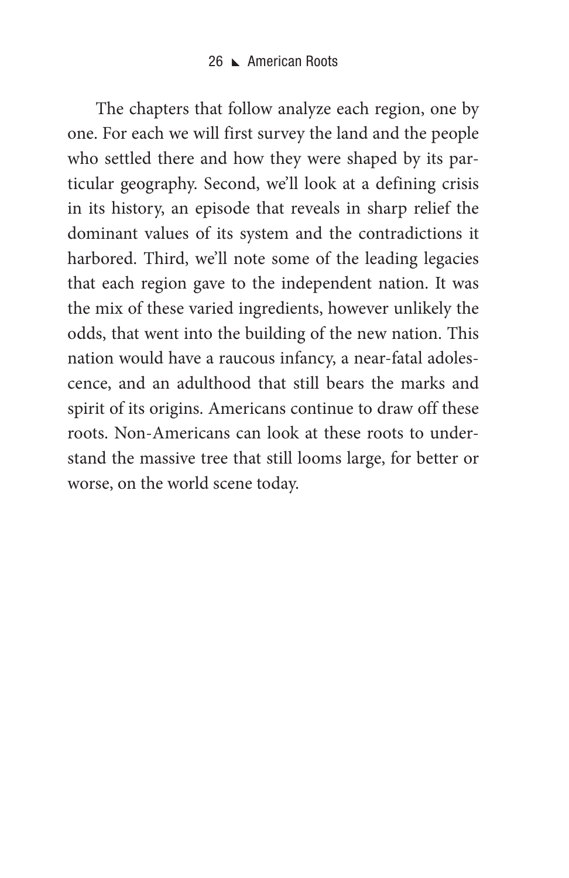The chapters that follow analyze each region, one by one. For each we will first survey the land and the people who settled there and how they were shaped by its particular geography. Second, we'll look at a defining crisis in its history, an episode that reveals in sharp relief the dominant values of its system and the contradictions it harbored. Third, we'll note some of the leading legacies that each region gave to the independent nation. It was the mix of these varied ingredients, however unlikely the odds, that went into the building of the new nation. This nation would have a raucous infancy, a near-fatal adolescence, and an adulthood that still bears the marks and spirit of its origins. Americans continue to draw off these roots. Non-Americans can look at these roots to understand the massive tree that still looms large, for better or worse, on the world scene today.